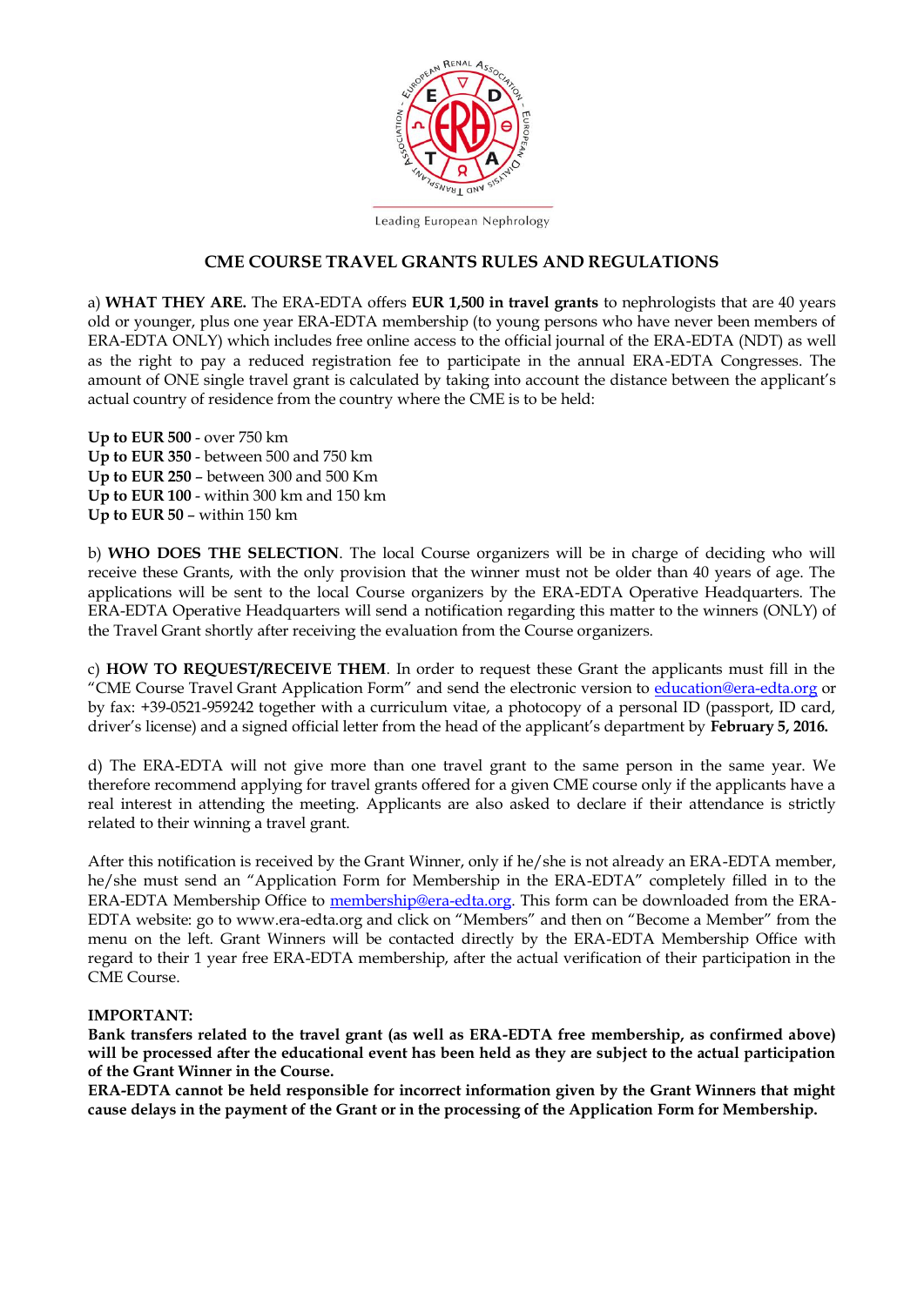Leading European Nephrology

# CME COURSE TRAVEL GRANTS RULES AND REGULATIONS

a) **WHAT THEY ARE.** The ERA-EDTA offers **EUR 1,500 in travel grants** to nephrologists that are 40 years old or younger, plus one year ERA-EDTA membership (to young persons who have never been members of ERA-EDTA ONLY) which includes free online access to the official journal of the ERA-EDTA (NDT) as well as the right to pay a reduced registration fee to participate in the annual ERA-EDTA Congresses. The amount of ONE single travel grant is calculated by taking into account the distance between the applicant's actual country of residence from the country where the CME is to be held:

**Up to EUR 500** - over 750 km
**Up to EUR 350** - between 500 and 750 km
**Up to EUR 250** – between 300 and 500 Km
**Up to EUR 100** - within 300 km and 150 km
**Up to EUR 50** – within 150 km

b) **WHO DOES THE SELECTION**. The local Course organizers will be in charge of deciding who will receive these Grants, with the only provision that the winner must not be older than 40 years of age. The applications will be sent to the local Course organizers by the ERA-EDTA Operative Headquarters. The ERA-EDTA Operative Headquarters will send a notification regarding this matter to the winners (ONLY) of the Travel Grant shortly after receiving the evaluation from the Course organizers.

c) **HOW TO REQUEST/RECEIVE THEM**. In order to request these Grant the applicants must fill in the "CME Course Travel Grant Application Form" and send the electronic version to education@era-edta.org or by fax: +39-0521-959242 together with a curriculum vitae, a photocopy of a personal ID (passport, ID card, driver's license) and a signed official letter from the head of the applicant's department by **February 5, 2016.**

d) The ERA-EDTA will not give more than one travel grant to the same person in the same year. We therefore recommend applying for travel grants offered for a given CME course only if the applicants have a real interest in attending the meeting. Applicants are also asked to declare if their attendance is strictly related to their winning a travel grant.

After this notification is received by the Grant Winner, only if he/she is not already an ERA-EDTA member, he/she must send an "Application Form for Membership in the ERA-EDTA" completely filled in to the ERA-EDTA Membership Office to membership@era-edta.org. This form can be downloaded from the ERA-EDTA website: go to www.era-edta.org and click on "Members" and then on "Become a Member" from the menu on the left. Grant Winners will be contacted directly by the ERA-EDTA Membership Office with regard to their 1 year free ERA-EDTA membership, after the actual verification of their participation in the CME Course.

**IMPORTANT:**
**Bank transfers related to the travel grant (as well as ERA-EDTA free membership, as confirmed above) will be processed after the educational event has been held as they are subject to the actual participation of the Grant Winner in the Course.**
**ERA-EDTA cannot be held responsible for incorrect information given by the Grant Winners that might cause delays in the payment of the Grant or in the processing of the Application Form for Membership.**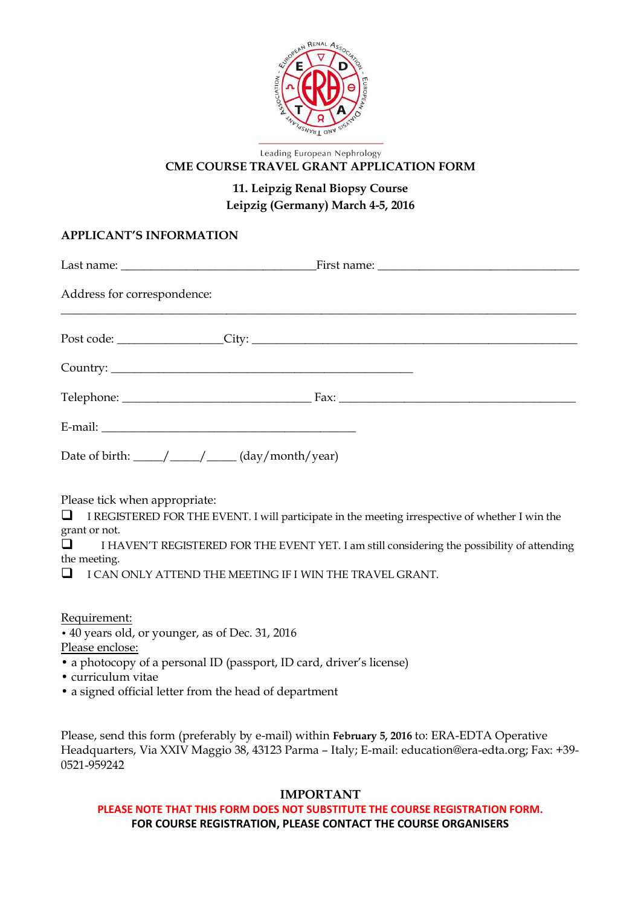Leading European Nephrology

# CME COURSE TRAVEL GRANT APPLICATION FORM

## 11. Leipzig Renal Biopsy Course
## Leipzig (Germany) March 4-5, 2016

### APPLICANT'S INFORMATION

Last name: ________________________________First name: __________________________________

Address for correspondence:

_______________________________________________________________________________________

Post code: _________________City: ______________________________________________________

Country: ___________________________________________________

Telephone: _______________________________ Fax: ________________________________________

E-mail: ___________________________________________

Date of birth: _____/_____/_____ (day/month/year)

Please tick when appropriate:

❑ I REGISTERED FOR THE EVENT. I will participate in the meeting irrespective of whether I win the grant or not.

❑ I HAVEN'T REGISTERED FOR THE EVENT YET. I am still considering the possibility of attending the meeting.

❑ I CAN ONLY ATTEND THE MEETING IF I WIN THE TRAVEL GRANT.

Requirement:

- 40 years old, or younger, as of Dec. 31, 2016

Please enclose:

- a photocopy of a personal ID (passport, ID card, driver's license)
- curriculum vitae
- a signed official letter from the head of department

Please, send this form (preferably by e-mail) within **February 5, 2016** to: ERA-EDTA Operative Headquarters, Via XXIV Maggio 38, 43123 Parma – Italy; E-mail: education@era-edta.org; Fax: +39-0521-959242

**IMPORTANT**

**PLEASE NOTE THAT THIS FORM DOES NOT SUBSTITUTE THE COURSE REGISTRATION FORM.**

**FOR COURSE REGISTRATION, PLEASE CONTACT THE COURSE ORGANISERS**